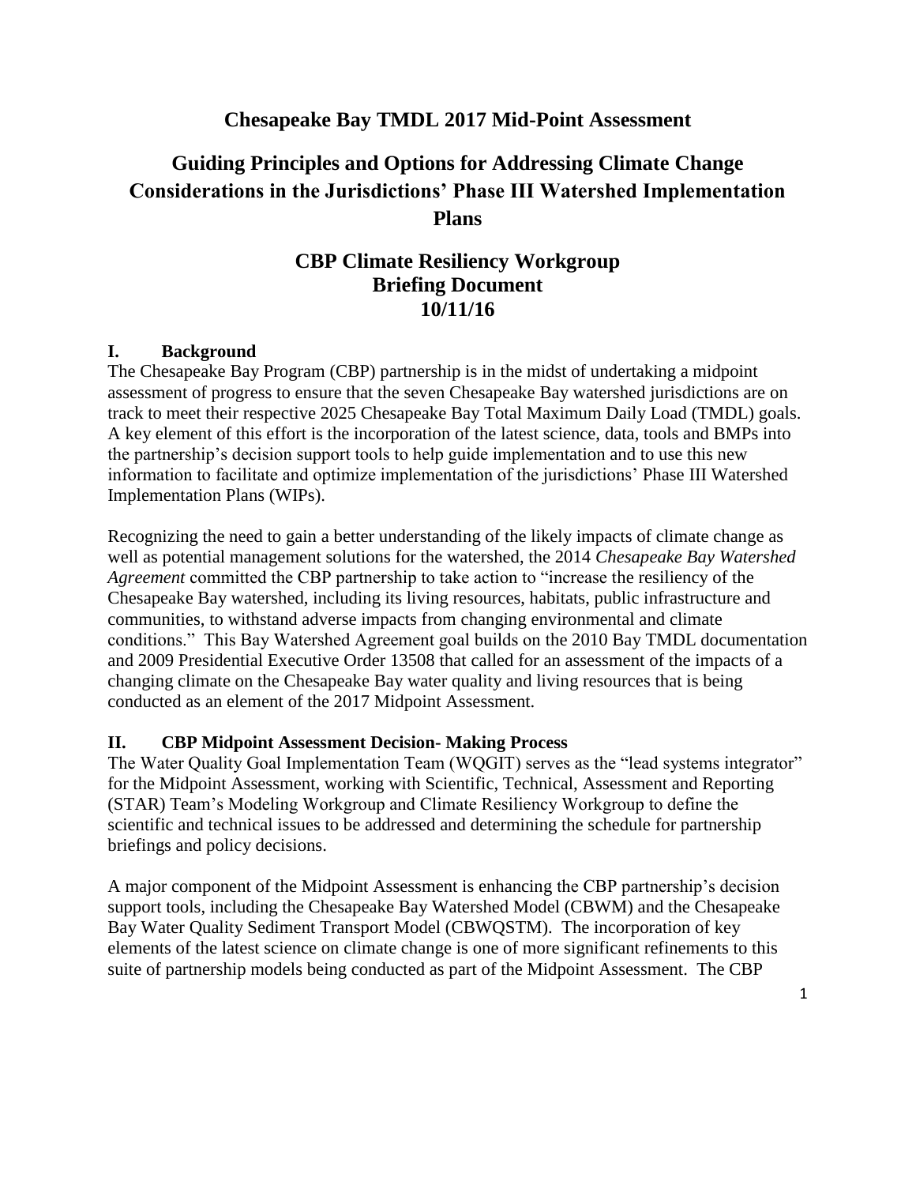# Chesapeake Bay TMDL 2017 Mid-Point Assessment

# Guiding Principles and Options for Addressing Climate Change Considerations in the Jurisdictions' Phase III Watershed Implementation Plans

## CBP Climate Resiliency Workgroup
## Briefing Document
## 10/11/16

### I. Background

The Chesapeake Bay Program (CBP) partnership is in the midst of undertaking a midpoint assessment of progress to ensure that the seven Chesapeake Bay watershed jurisdictions are on track to meet their respective 2025 Chesapeake Bay Total Maximum Daily Load (TMDL) goals. A key element of this effort is the incorporation of the latest science, data, tools and BMPs into the partnership's decision support tools to help guide implementation and to use this new information to facilitate and optimize implementation of the jurisdictions' Phase III Watershed Implementation Plans (WIPs).

Recognizing the need to gain a better understanding of the likely impacts of climate change as well as potential management solutions for the watershed, the 2014 *Chesapeake Bay Watershed Agreement* committed the CBP partnership to take action to "increase the resiliency of the Chesapeake Bay watershed, including its living resources, habitats, public infrastructure and communities, to withstand adverse impacts from changing environmental and climate conditions." This Bay Watershed Agreement goal builds on the 2010 Bay TMDL documentation and 2009 Presidential Executive Order 13508 that called for an assessment of the impacts of a changing climate on the Chesapeake Bay water quality and living resources that is being conducted as an element of the 2017 Midpoint Assessment.

### II. CBP Midpoint Assessment Decision- Making Process

The Water Quality Goal Implementation Team (WQGIT) serves as the "lead systems integrator" for the Midpoint Assessment, working with Scientific, Technical, Assessment and Reporting (STAR) Team's Modeling Workgroup and Climate Resiliency Workgroup to define the scientific and technical issues to be addressed and determining the schedule for partnership briefings and policy decisions.

A major component of the Midpoint Assessment is enhancing the CBP partnership's decision support tools, including the Chesapeake Bay Watershed Model (CBWM) and the Chesapeake Bay Water Quality Sediment Transport Model (CBWQSTM). The incorporation of key elements of the latest science on climate change is one of more significant refinements to this suite of partnership models being conducted as part of the Midpoint Assessment. The CBP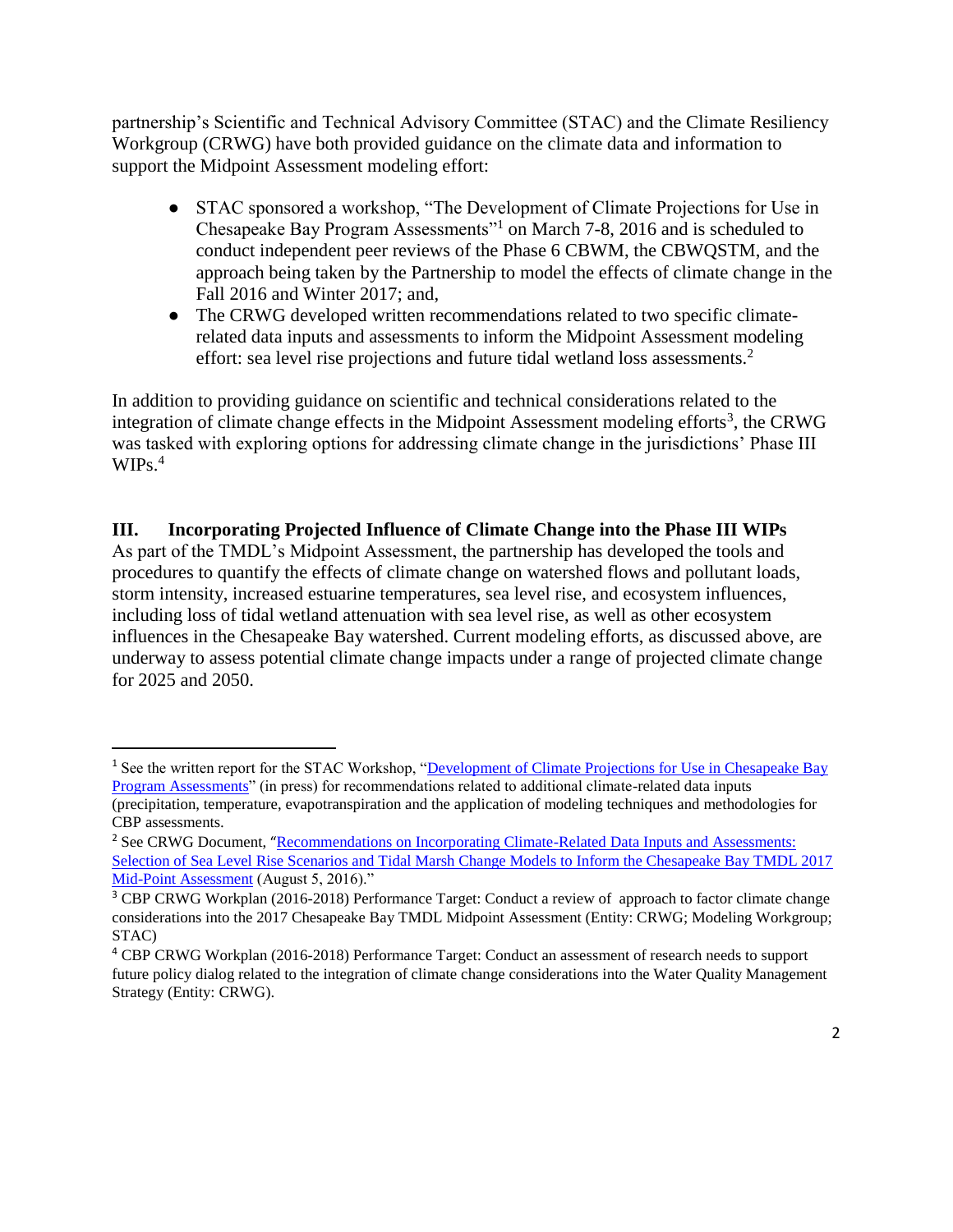partnership's Scientific and Technical Advisory Committee (STAC) and the Climate Resiliency Workgroup (CRWG) have both provided guidance on the climate data and information to support the Midpoint Assessment modeling effort:

- STAC sponsored a workshop, "The Development of Climate Projections for Use in Chesapeake Bay Program Assessments"[1] on March 7-8, 2016 and is scheduled to conduct independent peer reviews of the Phase 6 CBWM, the CBWQSTM, and the approach being taken by the Partnership to model the effects of climate change in the Fall 2016 and Winter 2017; and,
- The CRWG developed written recommendations related to two specific climate-related data inputs and assessments to inform the Midpoint Assessment modeling effort: sea level rise projections and future tidal wetland loss assessments.[2]

In addition to providing guidance on scientific and technical considerations related to the integration of climate change effects in the Midpoint Assessment modeling efforts[3], the CRWG was tasked with exploring options for addressing climate change in the jurisdictions' Phase III WIPs.[4]

## III. Incorporating Projected Influence of Climate Change into the Phase III WIPs

As part of the TMDL's Midpoint Assessment, the partnership has developed the tools and procedures to quantify the effects of climate change on watershed flows and pollutant loads, storm intensity, increased estuarine temperatures, sea level rise, and ecosystem influences, including loss of tidal wetland attenuation with sea level rise, as well as other ecosystem influences in the Chesapeake Bay watershed. Current modeling efforts, as discussed above, are underway to assess potential climate change impacts under a range of projected climate change for 2025 and 2050.

---

[1] See the written report for the STAC Workshop, "Development of Climate Projections for Use in Chesapeake Bay Program Assessments" (in press) for recommendations related to additional climate-related data inputs (precipitation, temperature, evapotranspiration and the application of modeling techniques and methodologies for CBP assessments.

[2] See CRWG Document, "Recommendations on Incorporating Climate-Related Data Inputs and Assessments: Selection of Sea Level Rise Scenarios and Tidal Marsh Change Models to Inform the Chesapeake Bay TMDL 2017 Mid-Point Assessment (August 5, 2016)."

[3] CBP CRWG Workplan (2016-2018) Performance Target: Conduct a review of approach to factor climate change considerations into the 2017 Chesapeake Bay TMDL Midpoint Assessment (Entity: CRWG; Modeling Workgroup; STAC)

[4] CBP CRWG Workplan (2016-2018) Performance Target: Conduct an assessment of research needs to support future policy dialog related to the integration of climate change considerations into the Water Quality Management Strategy (Entity: CRWG).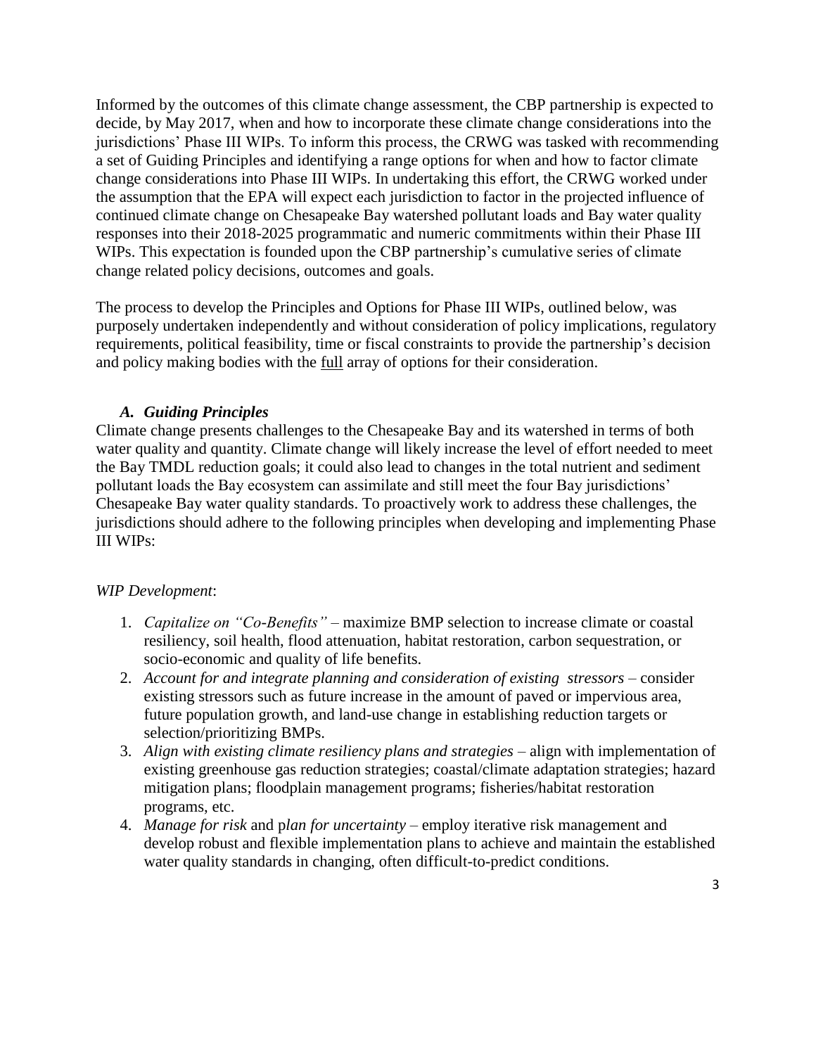Informed by the outcomes of this climate change assessment, the CBP partnership is expected to decide, by May 2017, when and how to incorporate these climate change considerations into the jurisdictions' Phase III WIPs. To inform this process, the CRWG was tasked with recommending a set of Guiding Principles and identifying a range options for when and how to factor climate change considerations into Phase III WIPs. In undertaking this effort, the CRWG worked under the assumption that the EPA will expect each jurisdiction to factor in the projected influence of continued climate change on Chesapeake Bay watershed pollutant loads and Bay water quality responses into their 2018-2025 programmatic and numeric commitments within their Phase III WIPs. This expectation is founded upon the CBP partnership's cumulative series of climate change related policy decisions, outcomes and goals.

The process to develop the Principles and Options for Phase III WIPs, outlined below, was purposely undertaken independently and without consideration of policy implications, regulatory requirements, political feasibility, time or fiscal constraints to provide the partnership's decision and policy making bodies with the full array of options for their consideration.

### *A. Guiding Principles*

Climate change presents challenges to the Chesapeake Bay and its watershed in terms of both water quality and quantity. Climate change will likely increase the level of effort needed to meet the Bay TMDL reduction goals; it could also lead to changes in the total nutrient and sediment pollutant loads the Bay ecosystem can assimilate and still meet the four Bay jurisdictions' Chesapeake Bay water quality standards. To proactively work to address these challenges, the jurisdictions should adhere to the following principles when developing and implementing Phase III WIPs:

*WIP Development*:

1. *Capitalize on "Co-Benefits"* – maximize BMP selection to increase climate or coastal resiliency, soil health, flood attenuation, habitat restoration, carbon sequestration, or socio-economic and quality of life benefits.
2. *Account for and integrate planning and consideration of existing stressors* – consider existing stressors such as future increase in the amount of paved or impervious area, future population growth, and land-use change in establishing reduction targets or selection/prioritizing BMPs.
3. *Align with existing climate resiliency plans and strategies* – align with implementation of existing greenhouse gas reduction strategies; coastal/climate adaptation strategies; hazard mitigation plans; floodplain management programs; fisheries/habitat restoration programs, etc.
4. *Manage for risk* and p*lan for uncertainty* – employ iterative risk management and develop robust and flexible implementation plans to achieve and maintain the established water quality standards in changing, often difficult-to-predict conditions.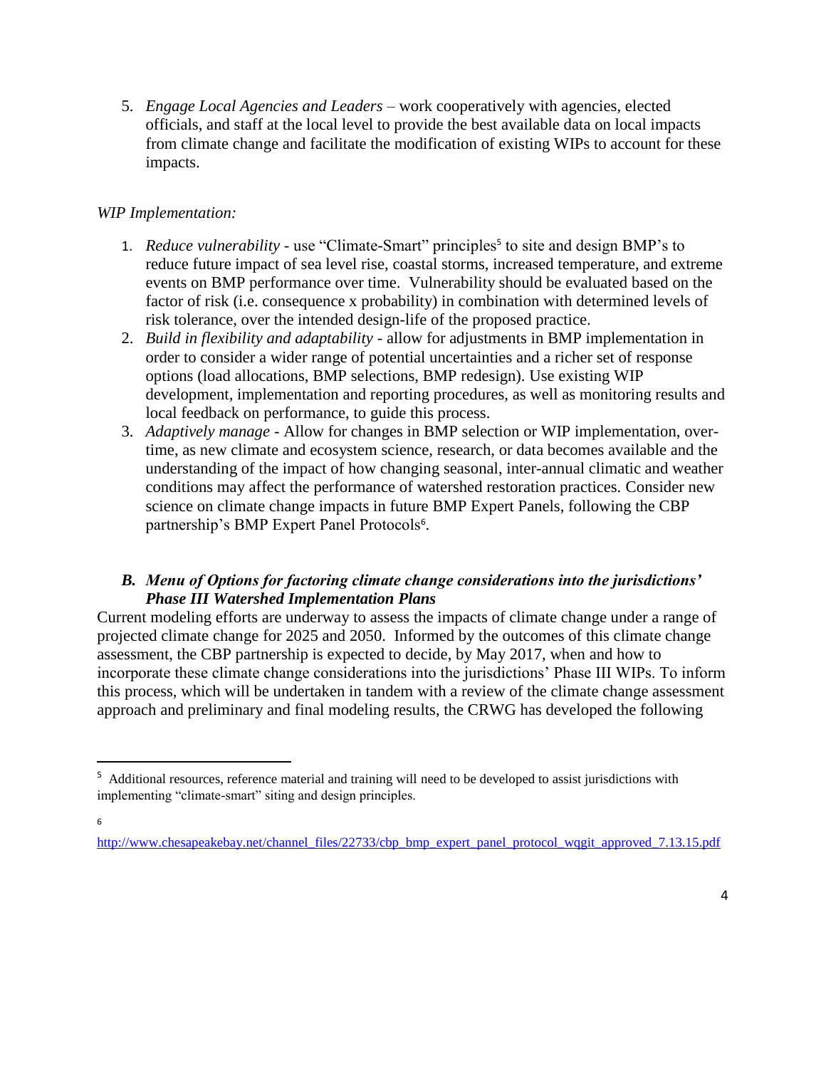5. *Engage Local Agencies and Leaders* – work cooperatively with agencies, elected officials, and staff at the local level to provide the best available data on local impacts from climate change and facilitate the modification of existing WIPs to account for these impacts.

*WIP Implementation:*

1. *Reduce vulnerability* - use "Climate-Smart" principles[5] to site and design BMP's to reduce future impact of sea level rise, coastal storms, increased temperature, and extreme events on BMP performance over time. Vulnerability should be evaluated based on the factor of risk (i.e. consequence x probability) in combination with determined levels of risk tolerance, over the intended design-life of the proposed practice.
2. *Build in flexibility and adaptability* - allow for adjustments in BMP implementation in order to consider a wider range of potential uncertainties and a richer set of response options (load allocations, BMP selections, BMP redesign). Use existing WIP development, implementation and reporting procedures, as well as monitoring results and local feedback on performance, to guide this process.
3. *Adaptively manage* - Allow for changes in BMP selection or WIP implementation, over-time, as new climate and ecosystem science, research, or data becomes available and the understanding of the impact of how changing seasonal, inter-annual climatic and weather conditions may affect the performance of watershed restoration practices. Consider new science on climate change impacts in future BMP Expert Panels, following the CBP partnership's BMP Expert Panel Protocols[6].

### *B. Menu of Options for factoring climate change considerations into the jurisdictions' Phase III Watershed Implementation Plans*

Current modeling efforts are underway to assess the impacts of climate change under a range of projected climate change for 2025 and 2050. Informed by the outcomes of this climate change assessment, the CBP partnership is expected to decide, by May 2017, when and how to incorporate these climate change considerations into the jurisdictions' Phase III WIPs. To inform this process, which will be undertaken in tandem with a review of the climate change assessment approach and preliminary and final modeling results, the CRWG has developed the following

---

[5] Additional resources, reference material and training will need to be developed to assist jurisdictions with implementing "climate-smart" siting and design principles.

[6] http://www.chesapeakebay.net/channel_files/22733/cbp_bmp_expert_panel_protocol_wqgit_approved_7.13.15.pdf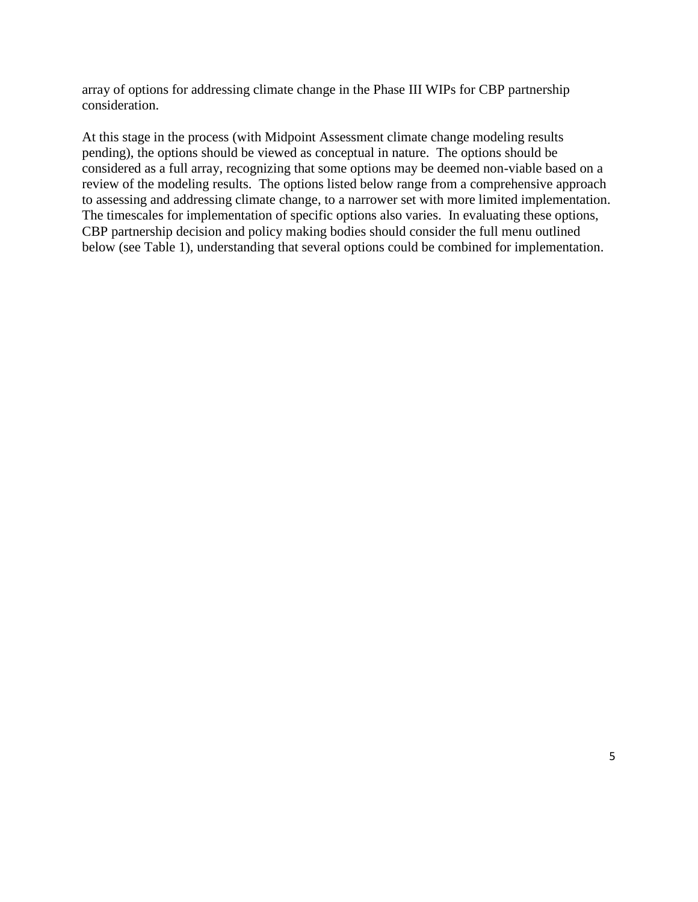array of options for addressing climate change in the Phase III WIPs for CBP partnership consideration.

At this stage in the process (with Midpoint Assessment climate change modeling results pending), the options should be viewed as conceptual in nature. The options should be considered as a full array, recognizing that some options may be deemed non-viable based on a review of the modeling results. The options listed below range from a comprehensive approach to assessing and addressing climate change, to a narrower set with more limited implementation. The timescales for implementation of specific options also varies. In evaluating these options, CBP partnership decision and policy making bodies should consider the full menu outlined below (see Table 1), understanding that several options could be combined for implementation.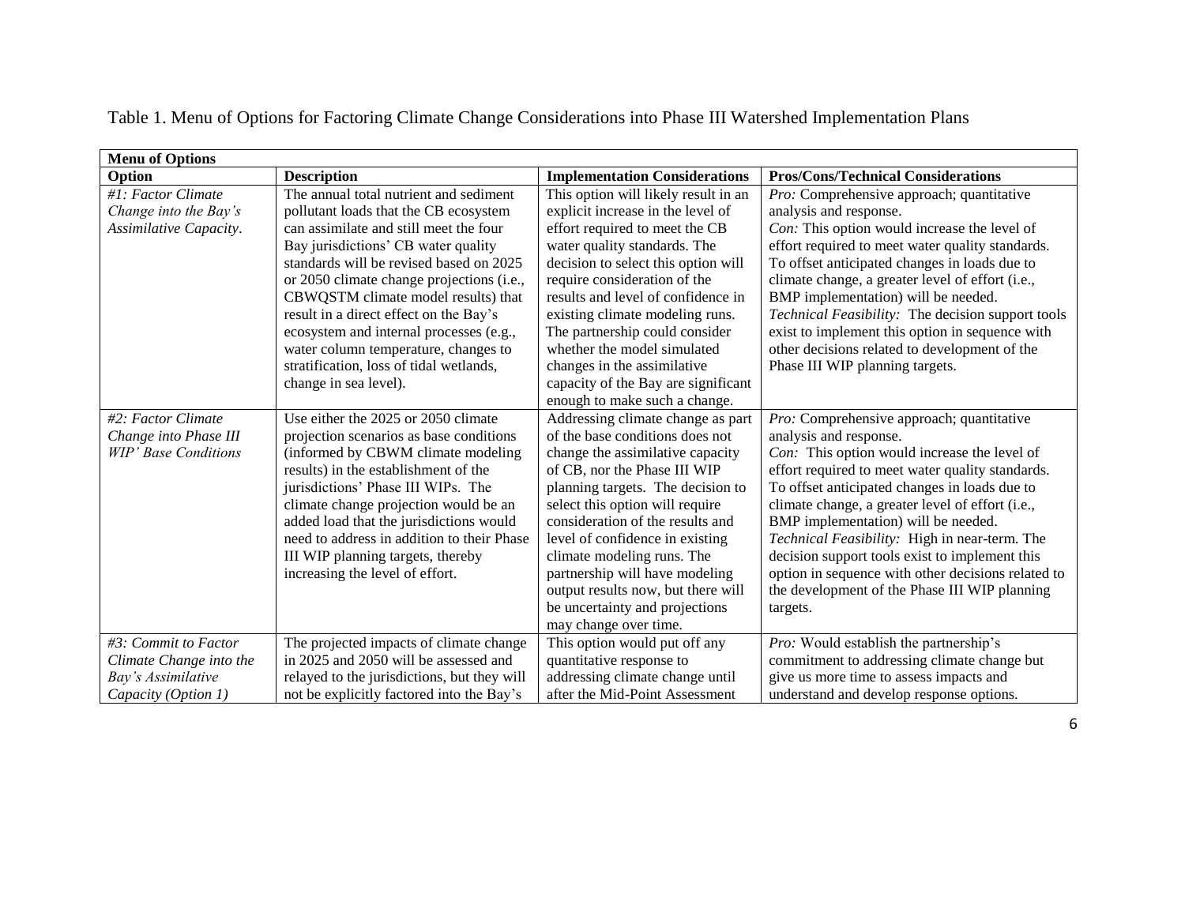Table 1. Menu of Options for Factoring Climate Change Considerations into Phase III Watershed Implementation Plans

| **Menu of Options** | | | |
|---|---|---|---|
| **Option** | **Description** | **Implementation Considerations** | **Pros/Cons/Technical Considerations** |
| *#1: Factor Climate Change into the Bay's Assimilative Capacity*. | The annual total nutrient and sediment pollutant loads that the CB ecosystem can assimilate and still meet the four Bay jurisdictions' CB water quality standards will be revised based on 2025 or 2050 climate change projections (i.e., CBWQSTM climate model results) that result in a direct effect on the Bay's ecosystem and internal processes (e.g., water column temperature, changes to stratification, loss of tidal wetlands, change in sea level). | This option will likely result in an explicit increase in the level of effort required to meet the CB water quality standards. The decision to select this option will require consideration of the results and level of confidence in existing climate modeling runs. The partnership could consider whether the model simulated changes in the assimilative capacity of the Bay are significant enough to make such a change. | *Pro:* Comprehensive approach; quantitative analysis and response.<br>*Con:* This option would increase the level of effort required to meet water quality standards. To offset anticipated changes in loads due to climate change, a greater level of effort (i.e., BMP implementation) will be needed.<br>*Technical Feasibility:* The decision support tools exist to implement this option in sequence with other decisions related to development of the Phase III WIP planning targets. |
| *#2: Factor Climate Change into Phase III WIP' Base Conditions* | Use either the 2025 or 2050 climate projection scenarios as base conditions (informed by CBWM climate modeling results) in the establishment of the jurisdictions' Phase III WIPs. The climate change projection would be an added load that the jurisdictions would need to address in addition to their Phase III WIP planning targets, thereby increasing the level of effort. | Addressing climate change as part of the base conditions does not change the assimilative capacity of CB, nor the Phase III WIP planning targets. The decision to select this option will require consideration of the results and level of confidence in existing climate modeling runs. The partnership will have modeling output results now, but there will be uncertainty and projections may change over time. | *Pro:* Comprehensive approach; quantitative analysis and response.<br>*Con:* This option would increase the level of effort required to meet water quality standards. To offset anticipated changes in loads due to climate change, a greater level of effort (i.e., BMP implementation) will be needed.<br>*Technical Feasibility:* High in near-term. The decision support tools exist to implement this option in sequence with other decisions related to the development of the Phase III WIP planning targets. |
| *#3: Commit to Factor Climate Change into the Bay's Assimilative Capacity (Option 1)* | The projected impacts of climate change in 2025 and 2050 will be assessed and relayed to the jurisdictions, but they will not be explicitly factored into the Bay's | This option would put off any quantitative response to addressing climate change until after the Mid-Point Assessment | *Pro:* Would establish the partnership's commitment to addressing climate change but give us more time to assess impacts and understand and develop response options. |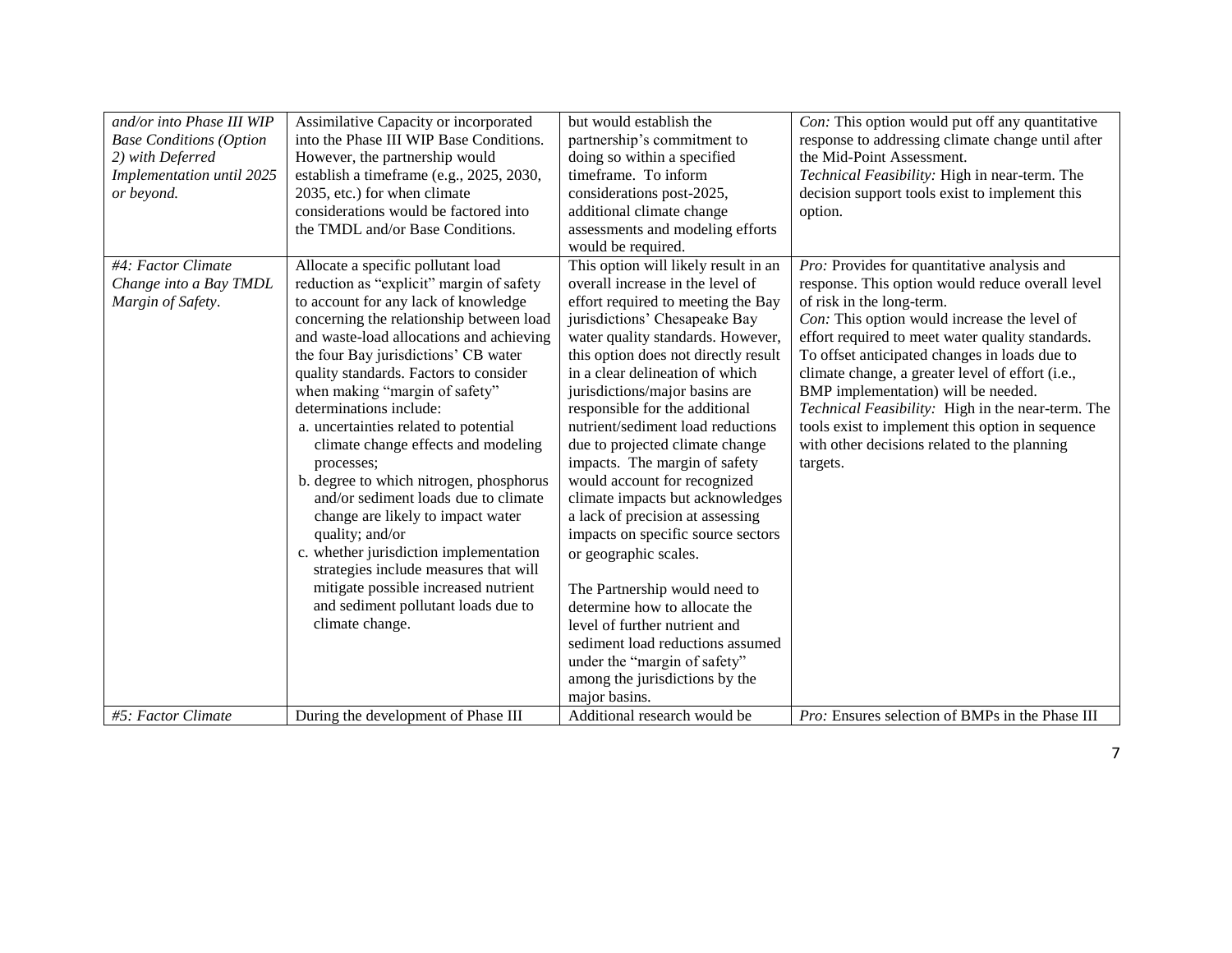|  |  |  |  |
|---|---|---|---|
| *and/or into Phase III WIP Base Conditions (Option 2) with Deferred Implementation until 2025 or beyond.* | Assimilative Capacity or incorporated into the Phase III WIP Base Conditions. However, the partnership would establish a timeframe (e.g., 2025, 2030, 2035, etc.) for when climate considerations would be factored into the TMDL and/or Base Conditions. | but would establish the partnership's commitment to doing so within a specified timeframe. To inform considerations post-2025, additional climate change assessments and modeling efforts would be required. | *Con:* This option would put off any quantitative response to addressing climate change until after the Mid-Point Assessment.<br>*Technical Feasibility:* High in near-term. The decision support tools exist to implement this option. |
| *#4: Factor Climate Change into a Bay TMDL Margin of Safety*. | Allocate a specific pollutant load reduction as "explicit" margin of safety to account for any lack of knowledge concerning the relationship between load and waste-load allocations and achieving the four Bay jurisdictions' CB water quality standards. Factors to consider when making "margin of safety" determinations include:<br>a. uncertainties related to potential climate change effects and modeling processes;<br>b. degree to which nitrogen, phosphorus and/or sediment loads due to climate change are likely to impact water quality; and/or<br>c. whether jurisdiction implementation strategies include measures that will mitigate possible increased nutrient and sediment pollutant loads due to climate change. | This option will likely result in an overall increase in the level of effort required to meeting the Bay jurisdictions' Chesapeake Bay water quality standards. However, this option does not directly result in a clear delineation of which jurisdictions/major basins are responsible for the additional nutrient/sediment load reductions due to projected climate change impacts. The margin of safety would account for recognized climate impacts but acknowledges a lack of precision at assessing impacts on specific source sectors or geographic scales.<br><br>The Partnership would need to determine how to allocate the level of further nutrient and sediment load reductions assumed under the "margin of safety" among the jurisdictions by the major basins. | *Pro:* Provides for quantitative analysis and response. This option would reduce overall level of risk in the long-term.<br>*Con:* This option would increase the level of effort required to meet water quality standards. To offset anticipated changes in loads due to climate change, a greater level of effort (i.e., BMP implementation) will be needed.<br>*Technical Feasibility:* High in the near-term. The tools exist to implement this option in sequence with other decisions related to the planning targets. |
| *#5: Factor Climate* | During the development of Phase III | Additional research would be | *Pro:* Ensures selection of BMPs in the Phase III |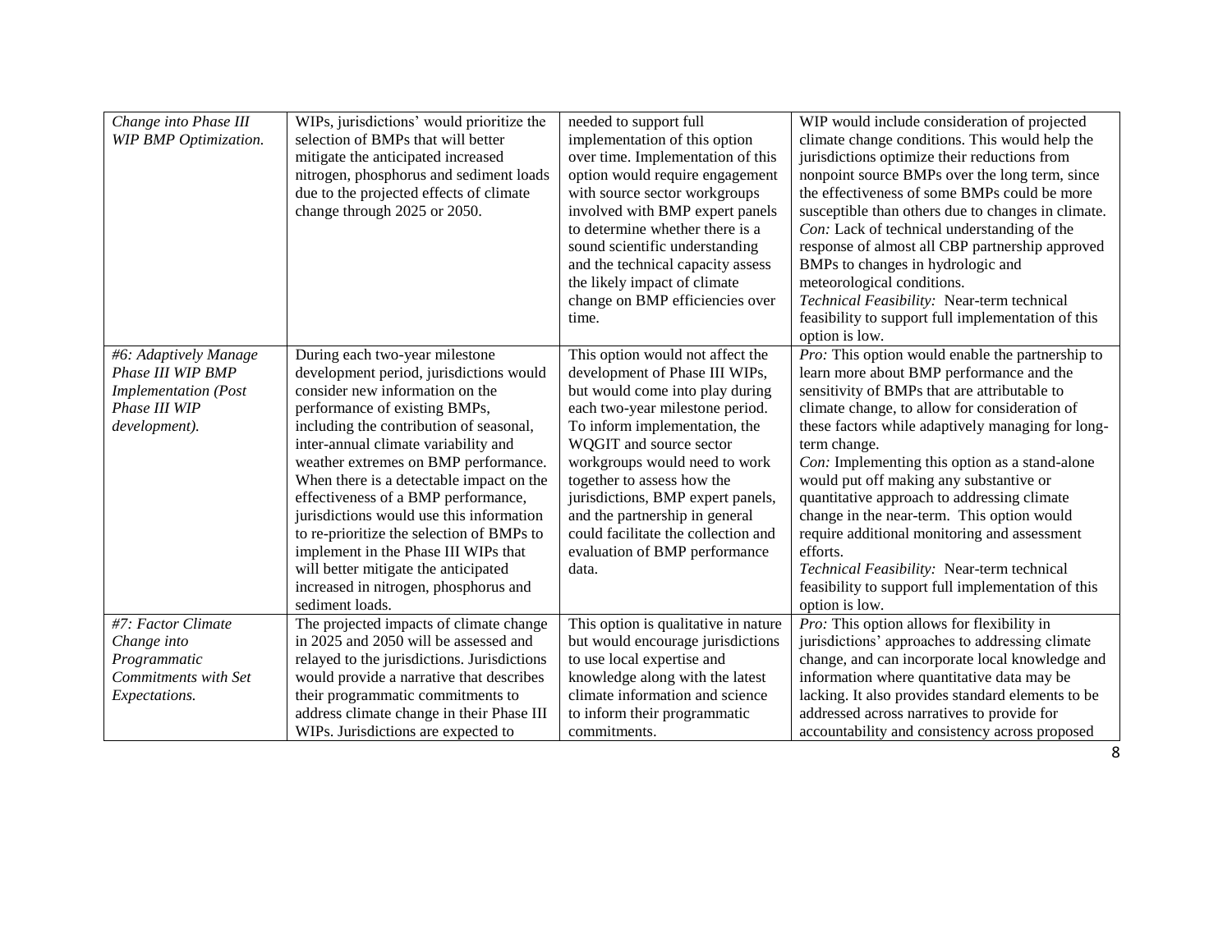| | | | |
|---|---|---|---|
| *Change into Phase III WIP BMP Optimization.* | WIPs, jurisdictions' would prioritize the selection of BMPs that will better mitigate the anticipated increased nitrogen, phosphorus and sediment loads due to the projected effects of climate change through 2025 or 2050. | needed to support full implementation of this option over time. Implementation of this option would require engagement with source sector workgroups involved with BMP expert panels to determine whether there is a sound scientific understanding and the technical capacity assess the likely impact of climate change on BMP efficiencies over time. | WIP would include consideration of projected climate change conditions. This would help the jurisdictions optimize their reductions from nonpoint source BMPs over the long term, since the effectiveness of some BMPs could be more susceptible than others due to changes in climate. *Con:* Lack of technical understanding of the response of almost all CBP partnership approved BMPs to changes in hydrologic and meteorological conditions. *Technical Feasibility:* Near-term technical feasibility to support full implementation of this option is low. |
| *#6: Adaptively Manage Phase III WIP BMP Implementation (Post Phase III WIP development).* | During each two-year milestone development period, jurisdictions would consider new information on the performance of existing BMPs, including the contribution of seasonal, inter-annual climate variability and weather extremes on BMP performance. When there is a detectable impact on the effectiveness of a BMP performance, jurisdictions would use this information to re-prioritize the selection of BMPs to implement in the Phase III WIPs that will better mitigate the anticipated increased in nitrogen, phosphorus and sediment loads. | This option would not affect the development of Phase III WIPs, but would come into play during each two-year milestone period. To inform implementation, the WQGIT and source sector workgroups would need to work together to assess how the jurisdictions, BMP expert panels, and the partnership in general could facilitate the collection and evaluation of BMP performance data. | *Pro:* This option would enable the partnership to learn more about BMP performance and the sensitivity of BMPs that are attributable to climate change, to allow for consideration of these factors while adaptively managing for long-term change. *Con:* Implementing this option as a stand-alone would put off making any substantive or quantitative approach to addressing climate change in the near-term. This option would require additional monitoring and assessment efforts. *Technical Feasibility:* Near-term technical feasibility to support full implementation of this option is low. |
| *#7: Factor Climate Change into Programmatic Commitments with Set Expectations.* | The projected impacts of climate change in 2025 and 2050 will be assessed and relayed to the jurisdictions. Jurisdictions would provide a narrative that describes their programmatic commitments to address climate change in their Phase III WIPs. Jurisdictions are expected to | This option is qualitative in nature but would encourage jurisdictions to use local expertise and knowledge along with the latest climate information and science to inform their programmatic commitments. | *Pro:* This option allows for flexibility in jurisdictions' approaches to addressing climate change, and can incorporate local knowledge and information where quantitative data may be lacking. It also provides standard elements to be addressed across narratives to provide for accountability and consistency across proposed |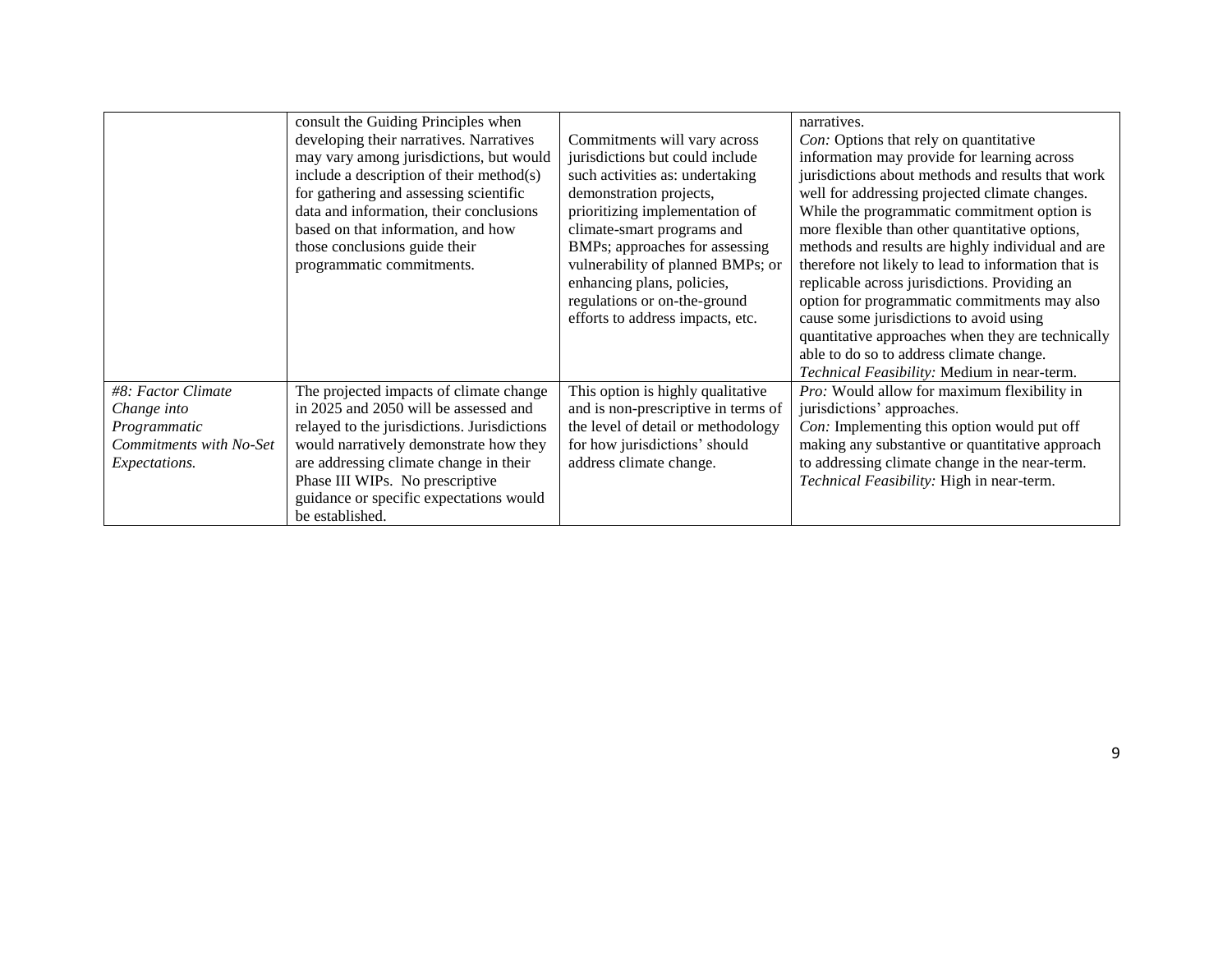| | | | |
|---|---|---|---|
| | consult the Guiding Principles when developing their narratives. Narratives may vary among jurisdictions, but would include a description of their method(s) for gathering and assessing scientific data and information, their conclusions based on that information, and how those conclusions guide their programmatic commitments. | Commitments will vary across jurisdictions but could include such activities as: undertaking demonstration projects, prioritizing implementation of climate-smart programs and BMPs; approaches for assessing vulnerability of planned BMPs; or enhancing plans, policies, regulations or on-the-ground efforts to address impacts, etc. | narratives.<br>*Con:* Options that rely on quantitative information may provide for learning across jurisdictions about methods and results that work well for addressing projected climate changes. While the programmatic commitment option is more flexible than other quantitative options, methods and results are highly individual and are therefore not likely to lead to information that is replicable across jurisdictions. Providing an option for programmatic commitments may also cause some jurisdictions to avoid using quantitative approaches when they are technically able to do so to address climate change.<br>*Technical Feasibility:* Medium in near-term. |
| *#8: Factor Climate Change into Programmatic Commitments with No-Set Expectations.* | The projected impacts of climate change in 2025 and 2050 will be assessed and relayed to the jurisdictions. Jurisdictions would narratively demonstrate how they are addressing climate change in their Phase III WIPs. No prescriptive guidance or specific expectations would be established. | This option is highly qualitative and is non-prescriptive in terms of the level of detail or methodology for how jurisdictions' should address climate change. | *Pro:* Would allow for maximum flexibility in jurisdictions' approaches.<br>*Con:* Implementing this option would put off making any substantive or quantitative approach to addressing climate change in the near-term.<br>*Technical Feasibility:* High in near-term. |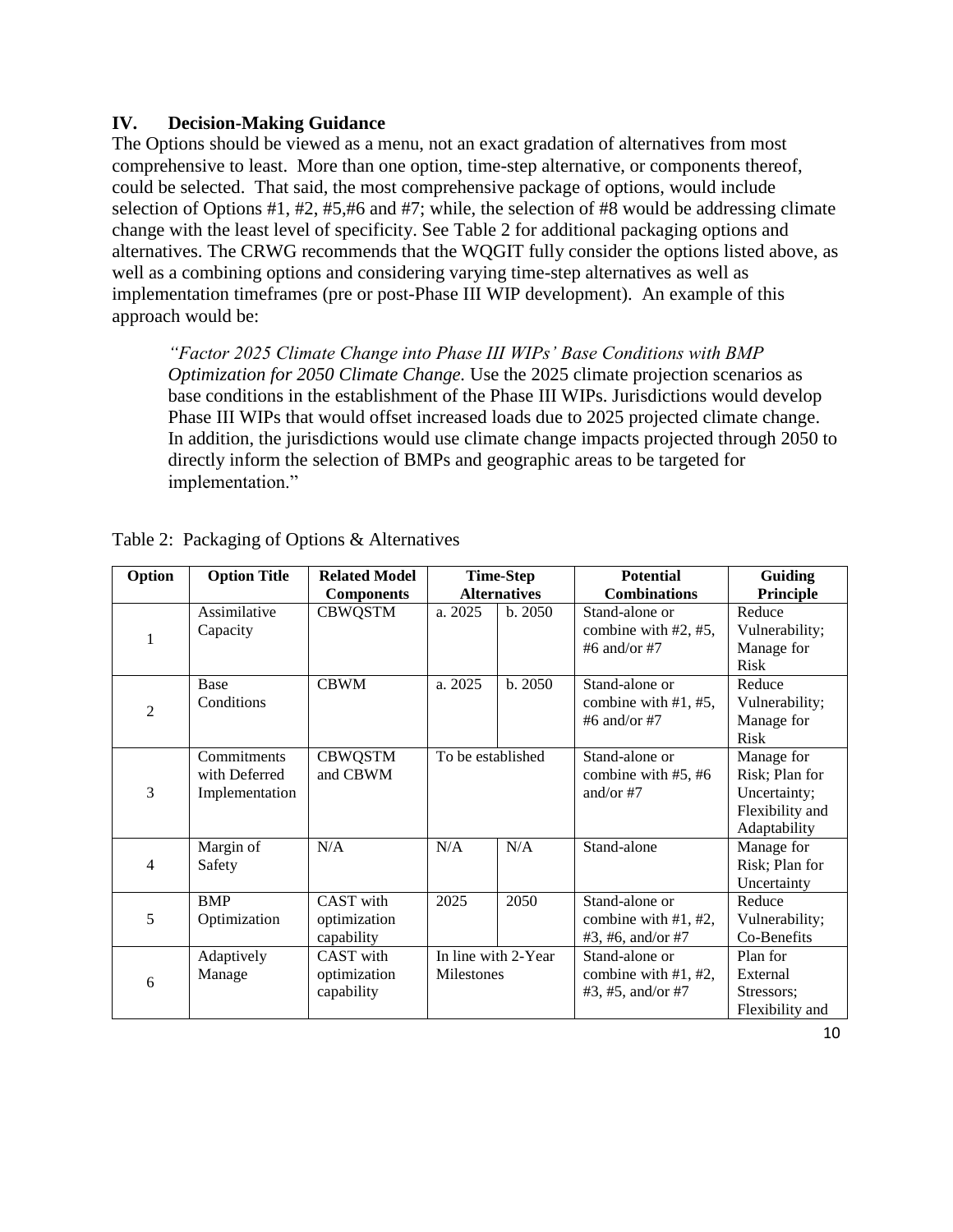## IV. Decision-Making Guidance

The Options should be viewed as a menu, not an exact gradation of alternatives from most comprehensive to least. More than one option, time-step alternative, or components thereof, could be selected. That said, the most comprehensive package of options, would include selection of Options #1, #2, #5,#6 and #7; while, the selection of #8 would be addressing climate change with the least level of specificity. See Table 2 for additional packaging options and alternatives. The CRWG recommends that the WQGIT fully consider the options listed above, as well as a combining options and considering varying time-step alternatives as well as implementation timeframes (pre or post-Phase III WIP development). An example of this approach would be:

> *"Factor 2025 Climate Change into Phase III WIPs' Base Conditions with BMP Optimization for 2050 Climate Change.* Use the 2025 climate projection scenarios as base conditions in the establishment of the Phase III WIPs. Jurisdictions would develop Phase III WIPs that would offset increased loads due to 2025 projected climate change. In addition, the jurisdictions would use climate change impacts projected through 2050 to directly inform the selection of BMPs and geographic areas to be targeted for implementation."

Table 2: Packaging of Options & Alternatives

| Option | Option Title | Related Model Components | Time-Step Alternatives | | Potential Combinations | Guiding Principle |
|---|---|---|---|---|---|---|
| 1 | Assimilative Capacity | CBWQSTM | a. 2025 | b. 2050 | Stand-alone or combine with #2, #5, #6 and/or #7 | Reduce Vulnerability; Manage for Risk |
| 2 | Base Conditions | CBWM | a. 2025 | b. 2050 | Stand-alone or combine with #1, #5, #6 and/or #7 | Reduce Vulnerability; Manage for Risk |
| 3 | Commitments with Deferred Implementation | CBWQSTM and CBWM | To be established | | Stand-alone or combine with #5, #6 and/or #7 | Manage for Risk; Plan for Uncertainty; Flexibility and Adaptability |
| 4 | Margin of Safety | N/A | N/A | N/A | Stand-alone | Manage for Risk; Plan for Uncertainty |
| 5 | BMP Optimization | CAST with optimization capability | 2025 | 2050 | Stand-alone or combine with #1, #2, #3, #6, and/or #7 | Reduce Vulnerability; Co-Benefits |
| 6 | Adaptively Manage | CAST with optimization capability | In line with 2-Year Milestones | | Stand-alone or combine with #1, #2, #3, #5, and/or #7 | Plan for External Stressors; Flexibility and |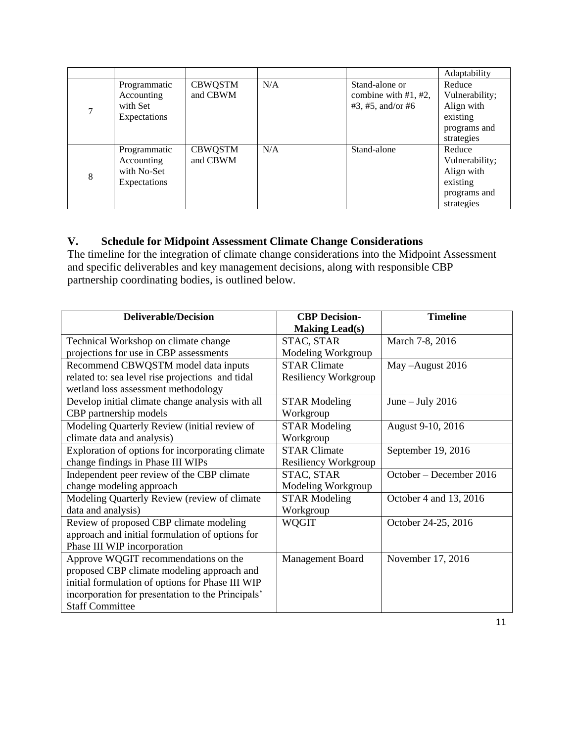| | | | | | Adaptability |
|---|---|---|---|---|---|
| 7 | Programmatic Accounting with Set Expectations | CBWQSTM and CBWM | N/A | Stand-alone or combine with #1, #2, #3, #5, and/or #6 | Reduce Vulnerability; Align with existing programs and strategies |
| 8 | Programmatic Accounting with No-Set Expectations | CBWQSTM and CBWM | N/A | Stand-alone | Reduce Vulnerability; Align with existing programs and strategies |

## V. Schedule for Midpoint Assessment Climate Change Considerations

The timeline for the integration of climate change considerations into the Midpoint Assessment and specific deliverables and key management decisions, along with responsible CBP partnership coordinating bodies, is outlined below.

| Deliverable/Decision | CBP Decision-Making Lead(s) | Timeline |
|---|---|---|
| Technical Workshop on climate change projections for use in CBP assessments | STAC, STAR Modeling Workgroup | March 7-8, 2016 |
| Recommend CBWQSTM model data inputs related to: sea level rise projections and tidal wetland loss assessment methodology | STAR Climate Resiliency Workgroup | May –August 2016 |
| Develop initial climate change analysis with all CBP partnership models | STAR Modeling Workgroup | June – July 2016 |
| Modeling Quarterly Review (initial review of climate data and analysis) | STAR Modeling Workgroup | August 9-10, 2016 |
| Exploration of options for incorporating climate change findings in Phase III WIPs | STAR Climate Resiliency Workgroup | September 19, 2016 |
| Independent peer review of the CBP climate change modeling approach | STAC, STAR Modeling Workgroup | October – December 2016 |
| Modeling Quarterly Review (review of climate data and analysis) | STAR Modeling Workgroup | October 4 and 13, 2016 |
| Review of proposed CBP climate modeling approach and initial formulation of options for Phase III WIP incorporation | WQGIT | October 24-25, 2016 |
| Approve WQGIT recommendations on the proposed CBP climate modeling approach and initial formulation of options for Phase III WIP incorporation for presentation to the Principals' Staff Committee | Management Board | November 17, 2016 |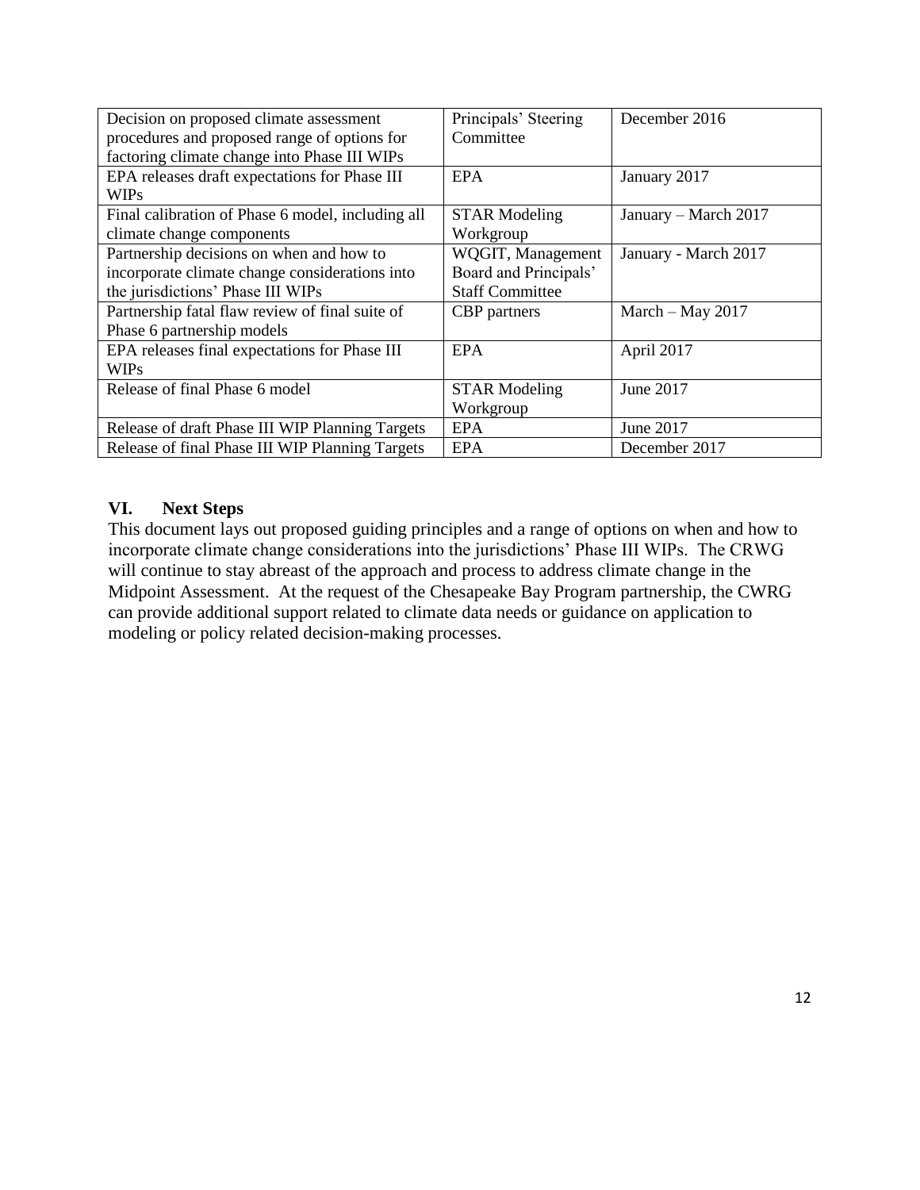| | | |
|---|---|---|
| Decision on proposed climate assessment procedures and proposed range of options for factoring climate change into Phase III WIPs | Principals' Steering Committee | December 2016 |
| EPA releases draft expectations for Phase III WIPs | EPA | January 2017 |
| Final calibration of Phase 6 model, including all climate change components | STAR Modeling Workgroup | January – March 2017 |
| Partnership decisions on when and how to incorporate climate change considerations into the jurisdictions' Phase III WIPs | WQGIT, Management Board and Principals' Staff Committee | January - March 2017 |
| Partnership fatal flaw review of final suite of Phase 6 partnership models | CBP partners | March – May 2017 |
| EPA releases final expectations for Phase III WIPs | EPA | April 2017 |
| Release of final Phase 6 model | STAR Modeling Workgroup | June 2017 |
| Release of draft Phase III WIP Planning Targets | EPA | June 2017 |
| Release of final Phase III WIP Planning Targets | EPA | December 2017 |

## VI. Next Steps

This document lays out proposed guiding principles and a range of options on when and how to incorporate climate change considerations into the jurisdictions' Phase III WIPs. The CRWG will continue to stay abreast of the approach and process to address climate change in the Midpoint Assessment. At the request of the Chesapeake Bay Program partnership, the CWRG can provide additional support related to climate data needs or guidance on application to modeling or policy related decision-making processes.